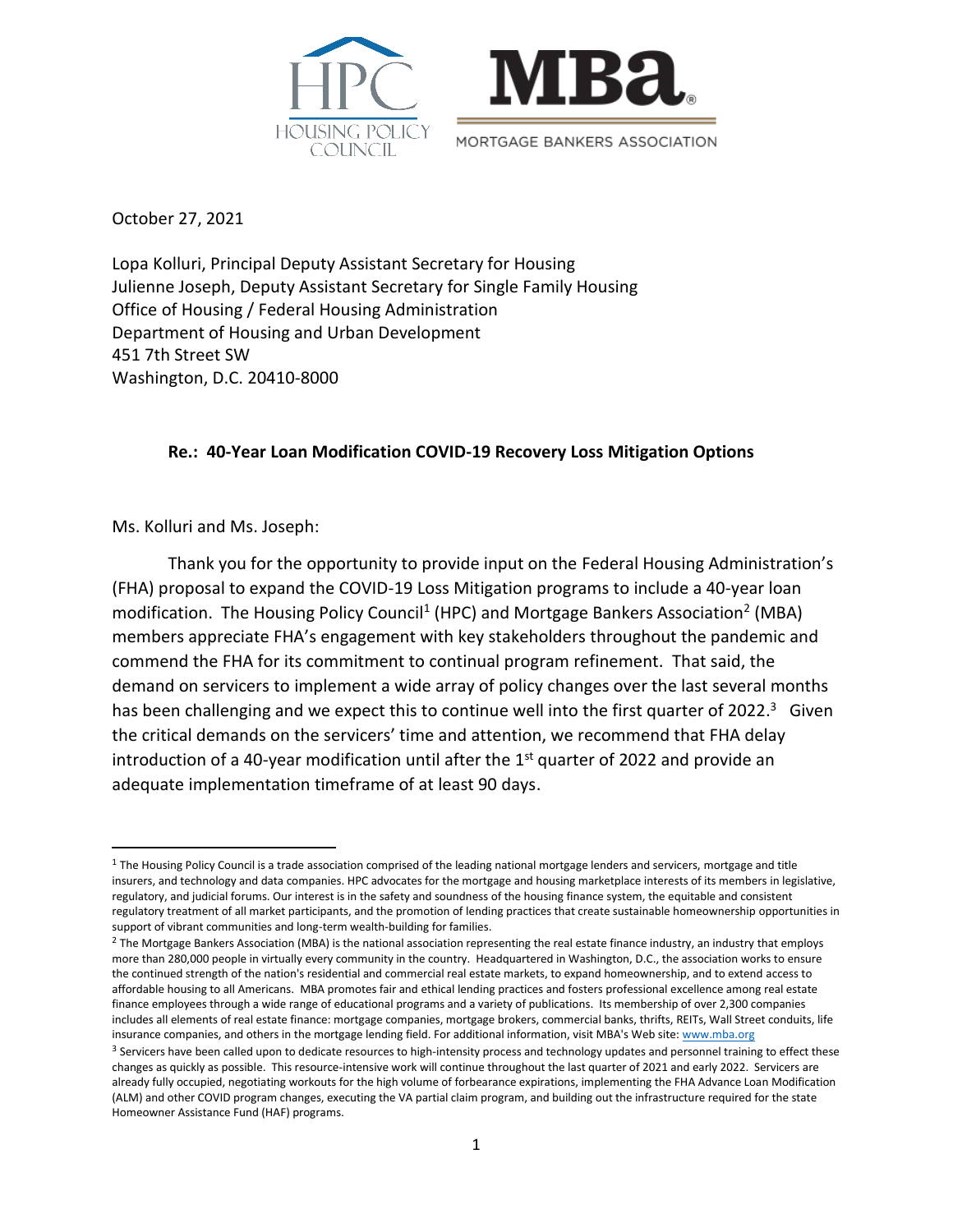October 27, 2021

Lopa Kolluri, Principal Deputy Assistant Secretary for Housing
Julienne Joseph, Deputy Assistant Secretary for Single Family Housing
Office of Housing / Federal Housing Administration
Department of Housing and Urban Development
451 7th Street SW
Washington, D.C. 20410-8000

**Re.: 40-Year Loan Modification COVID-19 Recovery Loss Mitigation Options**

Ms. Kolluri and Ms. Joseph:

Thank you for the opportunity to provide input on the Federal Housing Administration's (FHA) proposal to expand the COVID-19 Loss Mitigation programs to include a 40-year loan modification. The Housing Policy Council[1] (HPC) and Mortgage Bankers Association[2] (MBA) members appreciate FHA's engagement with key stakeholders throughout the pandemic and commend the FHA for its commitment to continual program refinement. That said, the demand on servicers to implement a wide array of policy changes over the last several months has been challenging and we expect this to continue well into the first quarter of 2022.[3] Given the critical demands on the servicers' time and attention, we recommend that FHA delay introduction of a 40-year modification until after the 1st quarter of 2022 and provide an adequate implementation timeframe of at least 90 days.

---

[1] The Housing Policy Council is a trade association comprised of the leading national mortgage lenders and servicers, mortgage and title insurers, and technology and data companies. HPC advocates for the mortgage and housing marketplace interests of its members in legislative, regulatory, and judicial forums. Our interest is in the safety and soundness of the housing finance system, the equitable and consistent regulatory treatment of all market participants, and the promotion of lending practices that create sustainable homeownership opportunities in support of vibrant communities and long-term wealth-building for families.

[2] The Mortgage Bankers Association (MBA) is the national association representing the real estate finance industry, an industry that employs more than 280,000 people in virtually every community in the country. Headquartered in Washington, D.C., the association works to ensure the continued strength of the nation's residential and commercial real estate markets, to expand homeownership, and to extend access to affordable housing to all Americans. MBA promotes fair and ethical lending practices and fosters professional excellence among real estate finance employees through a wide range of educational programs and a variety of publications. Its membership of over 2,300 companies includes all elements of real estate finance: mortgage companies, mortgage brokers, commercial banks, thrifts, REITs, Wall Street conduits, life insurance companies, and others in the mortgage lending field. For additional information, visit MBA's Web site: www.mba.org

[3] Servicers have been called upon to dedicate resources to high-intensity process and technology updates and personnel training to effect these changes as quickly as possible. This resource-intensive work will continue throughout the last quarter of 2021 and early 2022. Servicers are already fully occupied, negotiating workouts for the high volume of forbearance expirations, implementing the FHA Advance Loan Modification (ALM) and other COVID program changes, executing the VA partial claim program, and building out the infrastructure required for the state Homeowner Assistance Fund (HAF) programs.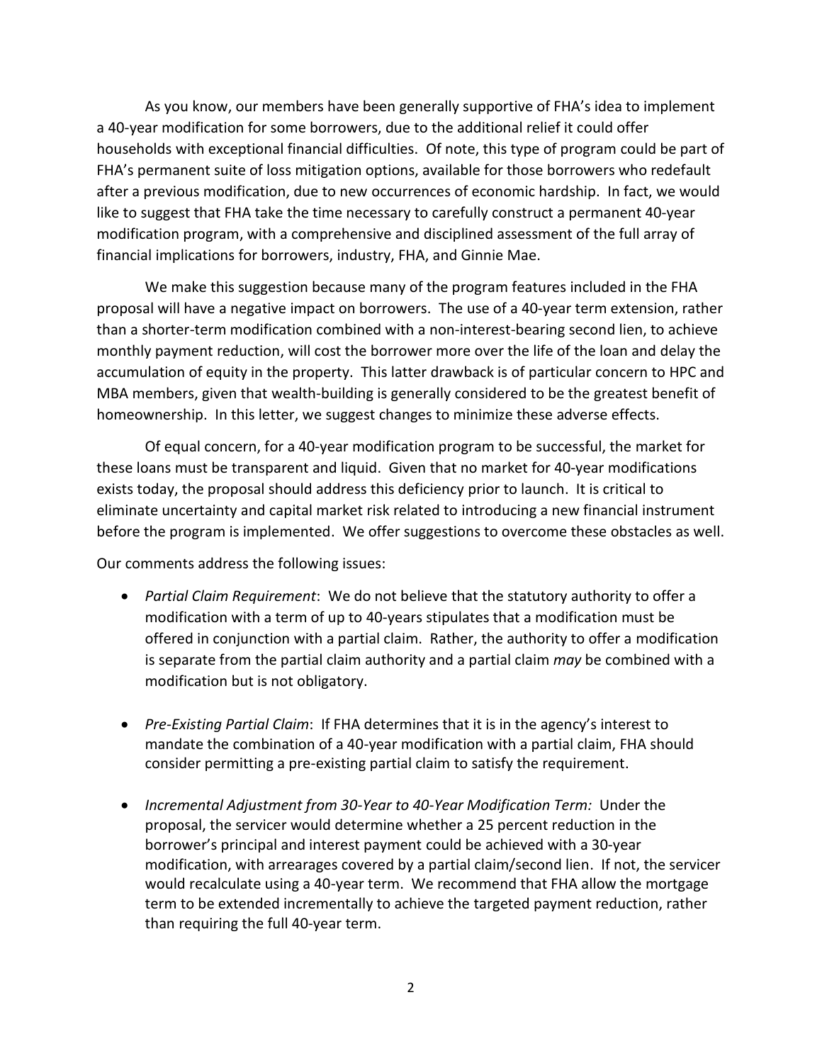As you know, our members have been generally supportive of FHA's idea to implement a 40-year modification for some borrowers, due to the additional relief it could offer households with exceptional financial difficulties. Of note, this type of program could be part of FHA's permanent suite of loss mitigation options, available for those borrowers who redefault after a previous modification, due to new occurrences of economic hardship. In fact, we would like to suggest that FHA take the time necessary to carefully construct a permanent 40-year modification program, with a comprehensive and disciplined assessment of the full array of financial implications for borrowers, industry, FHA, and Ginnie Mae.

We make this suggestion because many of the program features included in the FHA proposal will have a negative impact on borrowers. The use of a 40-year term extension, rather than a shorter-term modification combined with a non-interest-bearing second lien, to achieve monthly payment reduction, will cost the borrower more over the life of the loan and delay the accumulation of equity in the property. This latter drawback is of particular concern to HPC and MBA members, given that wealth-building is generally considered to be the greatest benefit of homeownership. In this letter, we suggest changes to minimize these adverse effects.

Of equal concern, for a 40-year modification program to be successful, the market for these loans must be transparent and liquid. Given that no market for 40-year modifications exists today, the proposal should address this deficiency prior to launch. It is critical to eliminate uncertainty and capital market risk related to introducing a new financial instrument before the program is implemented. We offer suggestions to overcome these obstacles as well.

Our comments address the following issues:

- *Partial Claim Requirement*: We do not believe that the statutory authority to offer a modification with a term of up to 40-years stipulates that a modification must be offered in conjunction with a partial claim. Rather, the authority to offer a modification is separate from the partial claim authority and a partial claim *may* be combined with a modification but is not obligatory.

- *Pre-Existing Partial Claim*: If FHA determines that it is in the agency's interest to mandate the combination of a 40-year modification with a partial claim, FHA should consider permitting a pre-existing partial claim to satisfy the requirement.

- *Incremental Adjustment from 30-Year to 40-Year Modification Term:* Under the proposal, the servicer would determine whether a 25 percent reduction in the borrower's principal and interest payment could be achieved with a 30-year modification, with arrearages covered by a partial claim/second lien. If not, the servicer would recalculate using a 40-year term. We recommend that FHA allow the mortgage term to be extended incrementally to achieve the targeted payment reduction, rather than requiring the full 40-year term.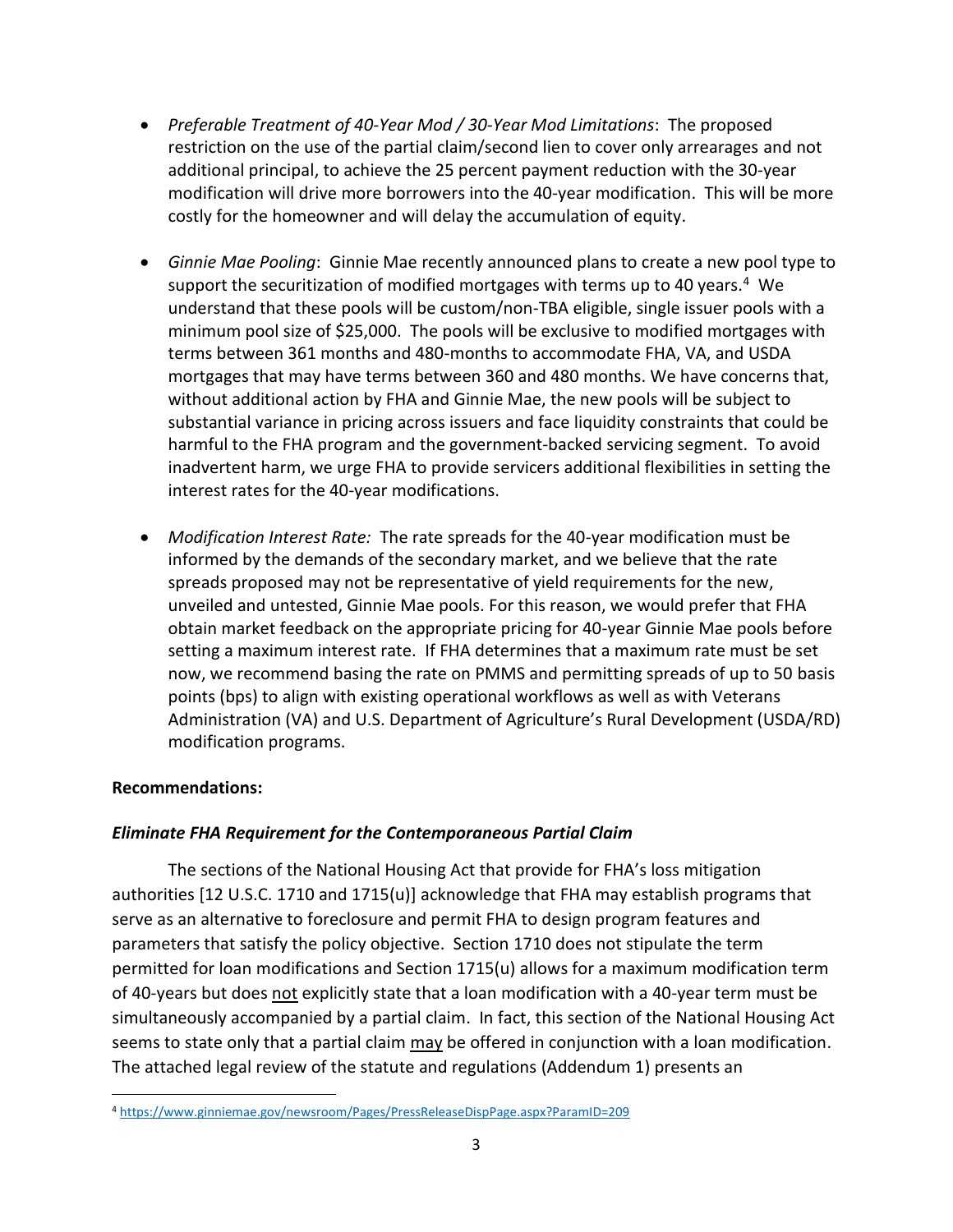- *Preferable Treatment of 40-Year Mod / 30-Year Mod Limitations*: The proposed restriction on the use of the partial claim/second lien to cover only arrearages and not additional principal, to achieve the 25 percent payment reduction with the 30-year modification will drive more borrowers into the 40-year modification. This will be more costly for the homeowner and will delay the accumulation of equity.

- *Ginnie Mae Pooling*: Ginnie Mae recently announced plans to create a new pool type to support the securitization of modified mortgages with terms up to 40 years.[4] We understand that these pools will be custom/non-TBA eligible, single issuer pools with a minimum pool size of $25,000. The pools will be exclusive to modified mortgages with terms between 361 months and 480-months to accommodate FHA, VA, and USDA mortgages that may have terms between 360 and 480 months. We have concerns that, without additional action by FHA and Ginnie Mae, the new pools will be subject to substantial variance in pricing across issuers and face liquidity constraints that could be harmful to the FHA program and the government-backed servicing segment. To avoid inadvertent harm, we urge FHA to provide servicers additional flexibilities in setting the interest rates for the 40-year modifications.

- *Modification Interest Rate:* The rate spreads for the 40-year modification must be informed by the demands of the secondary market, and we believe that the rate spreads proposed may not be representative of yield requirements for the new, unveiled and untested, Ginnie Mae pools. For this reason, we would prefer that FHA obtain market feedback on the appropriate pricing for 40-year Ginnie Mae pools before setting a maximum interest rate. If FHA determines that a maximum rate must be set now, we recommend basing the rate on PMMS and permitting spreads of up to 50 basis points (bps) to align with existing operational workflows as well as with Veterans Administration (VA) and U.S. Department of Agriculture's Rural Development (USDA/RD) modification programs.

**Recommendations:**

***Eliminate FHA Requirement for the Contemporaneous Partial Claim***

The sections of the National Housing Act that provide for FHA's loss mitigation authorities [12 U.S.C. 1710 and 1715(u)] acknowledge that FHA may establish programs that serve as an alternative to foreclosure and permit FHA to design program features and parameters that satisfy the policy objective. Section 1710 does not stipulate the term permitted for loan modifications and Section 1715(u) allows for a maximum modification term of 40-years but does not explicitly state that a loan modification with a 40-year term must be simultaneously accompanied by a partial claim. In fact, this section of the National Housing Act seems to state only that a partial claim may be offered in conjunction with a loan modification. The attached legal review of the statute and regulations (Addendum 1) presents an

[4] https://www.ginniemae.gov/newsroom/Pages/PressReleaseDispPage.aspx?ParamID=209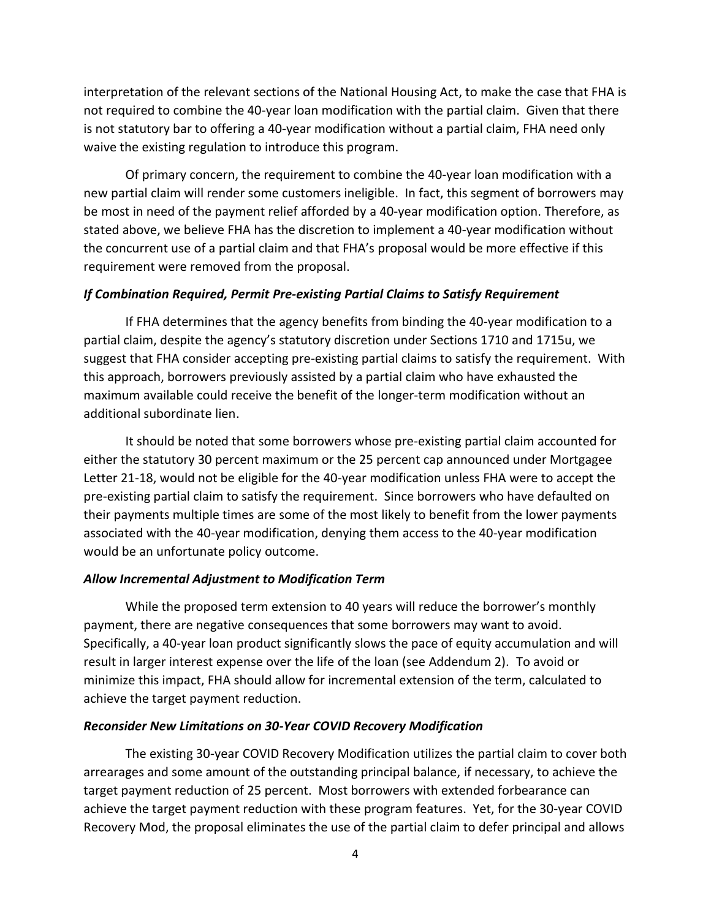interpretation of the relevant sections of the National Housing Act, to make the case that FHA is not required to combine the 40-year loan modification with the partial claim. Given that there is not statutory bar to offering a 40-year modification without a partial claim, FHA need only waive the existing regulation to introduce this program.

Of primary concern, the requirement to combine the 40-year loan modification with a new partial claim will render some customers ineligible. In fact, this segment of borrowers may be most in need of the payment relief afforded by a 40-year modification option. Therefore, as stated above, we believe FHA has the discretion to implement a 40-year modification without the concurrent use of a partial claim and that FHA's proposal would be more effective if this requirement were removed from the proposal.

***If Combination Required, Permit Pre-existing Partial Claims to Satisfy Requirement***

If FHA determines that the agency benefits from binding the 40-year modification to a partial claim, despite the agency's statutory discretion under Sections 1710 and 1715u, we suggest that FHA consider accepting pre-existing partial claims to satisfy the requirement. With this approach, borrowers previously assisted by a partial claim who have exhausted the maximum available could receive the benefit of the longer-term modification without an additional subordinate lien.

It should be noted that some borrowers whose pre-existing partial claim accounted for either the statutory 30 percent maximum or the 25 percent cap announced under Mortgagee Letter 21-18, would not be eligible for the 40-year modification unless FHA were to accept the pre-existing partial claim to satisfy the requirement. Since borrowers who have defaulted on their payments multiple times are some of the most likely to benefit from the lower payments associated with the 40-year modification, denying them access to the 40-year modification would be an unfortunate policy outcome.

***Allow Incremental Adjustment to Modification Term***

While the proposed term extension to 40 years will reduce the borrower's monthly payment, there are negative consequences that some borrowers may want to avoid. Specifically, a 40-year loan product significantly slows the pace of equity accumulation and will result in larger interest expense over the life of the loan (see Addendum 2). To avoid or minimize this impact, FHA should allow for incremental extension of the term, calculated to achieve the target payment reduction.

***Reconsider New Limitations on 30-Year COVID Recovery Modification***

The existing 30-year COVID Recovery Modification utilizes the partial claim to cover both arrearages and some amount of the outstanding principal balance, if necessary, to achieve the target payment reduction of 25 percent. Most borrowers with extended forbearance can achieve the target payment reduction with these program features. Yet, for the 30-year COVID Recovery Mod, the proposal eliminates the use of the partial claim to defer principal and allows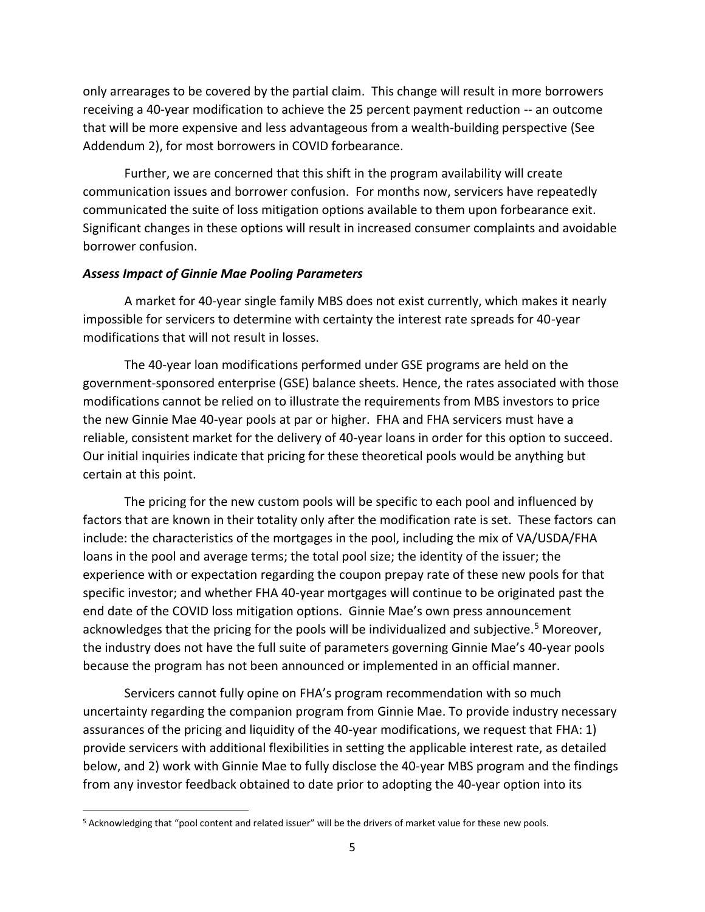only arrearages to be covered by the partial claim. This change will result in more borrowers receiving a 40-year modification to achieve the 25 percent payment reduction -- an outcome that will be more expensive and less advantageous from a wealth-building perspective (See Addendum 2), for most borrowers in COVID forbearance.

Further, we are concerned that this shift in the program availability will create communication issues and borrower confusion. For months now, servicers have repeatedly communicated the suite of loss mitigation options available to them upon forbearance exit. Significant changes in these options will result in increased consumer complaints and avoidable borrower confusion.

***Assess Impact of Ginnie Mae Pooling Parameters***

A market for 40-year single family MBS does not exist currently, which makes it nearly impossible for servicers to determine with certainty the interest rate spreads for 40-year modifications that will not result in losses.

The 40-year loan modifications performed under GSE programs are held on the government-sponsored enterprise (GSE) balance sheets. Hence, the rates associated with those modifications cannot be relied on to illustrate the requirements from MBS investors to price the new Ginnie Mae 40-year pools at par or higher. FHA and FHA servicers must have a reliable, consistent market for the delivery of 40-year loans in order for this option to succeed. Our initial inquiries indicate that pricing for these theoretical pools would be anything but certain at this point.

The pricing for the new custom pools will be specific to each pool and influenced by factors that are known in their totality only after the modification rate is set. These factors can include: the characteristics of the mortgages in the pool, including the mix of VA/USDA/FHA loans in the pool and average terms; the total pool size; the identity of the issuer; the experience with or expectation regarding the coupon prepay rate of these new pools for that specific investor; and whether FHA 40-year mortgages will continue to be originated past the end date of the COVID loss mitigation options. Ginnie Mae's own press announcement acknowledges that the pricing for the pools will be individualized and subjective.[5] Moreover, the industry does not have the full suite of parameters governing Ginnie Mae's 40-year pools because the program has not been announced or implemented in an official manner.

Servicers cannot fully opine on FHA's program recommendation with so much uncertainty regarding the companion program from Ginnie Mae. To provide industry necessary assurances of the pricing and liquidity of the 40-year modifications, we request that FHA: 1) provide servicers with additional flexibilities in setting the applicable interest rate, as detailed below, and 2) work with Ginnie Mae to fully disclose the 40-year MBS program and the findings from any investor feedback obtained to date prior to adopting the 40-year option into its

[5] Acknowledging that "pool content and related issuer" will be the drivers of market value for these new pools.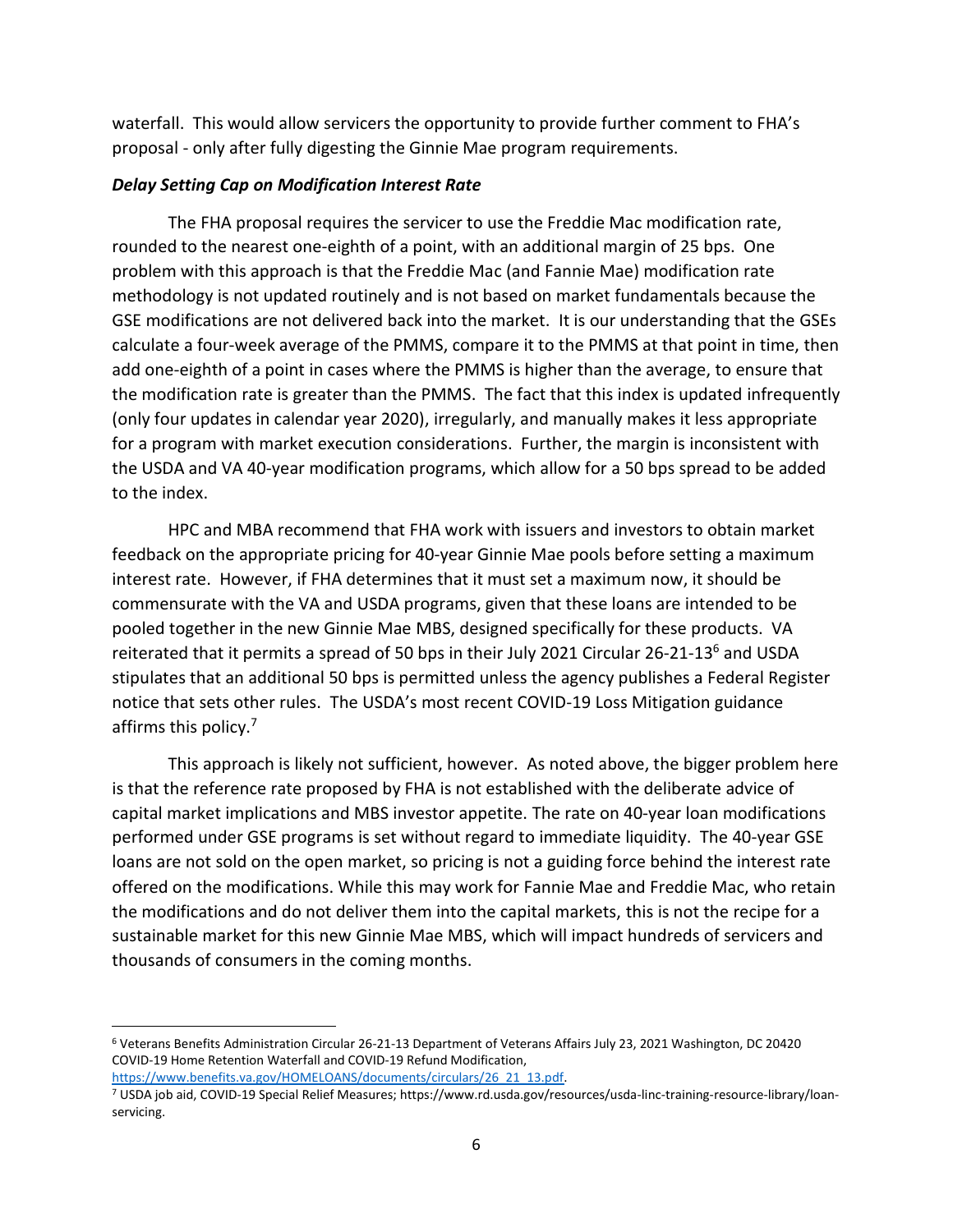waterfall. This would allow servicers the opportunity to provide further comment to FHA's proposal - only after fully digesting the Ginnie Mae program requirements.

***Delay Setting Cap on Modification Interest Rate***

The FHA proposal requires the servicer to use the Freddie Mac modification rate, rounded to the nearest one-eighth of a point, with an additional margin of 25 bps. One problem with this approach is that the Freddie Mac (and Fannie Mae) modification rate methodology is not updated routinely and is not based on market fundamentals because the GSE modifications are not delivered back into the market. It is our understanding that the GSEs calculate a four-week average of the PMMS, compare it to the PMMS at that point in time, then add one-eighth of a point in cases where the PMMS is higher than the average, to ensure that the modification rate is greater than the PMMS. The fact that this index is updated infrequently (only four updates in calendar year 2020), irregularly, and manually makes it less appropriate for a program with market execution considerations. Further, the margin is inconsistent with the USDA and VA 40-year modification programs, which allow for a 50 bps spread to be added to the index.

HPC and MBA recommend that FHA work with issuers and investors to obtain market feedback on the appropriate pricing for 40-year Ginnie Mae pools before setting a maximum interest rate. However, if FHA determines that it must set a maximum now, it should be commensurate with the VA and USDA programs, given that these loans are intended to be pooled together in the new Ginnie Mae MBS, designed specifically for these products. VA reiterated that it permits a spread of 50 bps in their July 2021 Circular 26-21-13[6] and USDA stipulates that an additional 50 bps is permitted unless the agency publishes a Federal Register notice that sets other rules. The USDA's most recent COVID-19 Loss Mitigation guidance affirms this policy.[7]

This approach is likely not sufficient, however. As noted above, the bigger problem here is that the reference rate proposed by FHA is not established with the deliberate advice of capital market implications and MBS investor appetite. The rate on 40-year loan modifications performed under GSE programs is set without regard to immediate liquidity. The 40-year GSE loans are not sold on the open market, so pricing is not a guiding force behind the interest rate offered on the modifications. While this may work for Fannie Mae and Freddie Mac, who retain the modifications and do not deliver them into the capital markets, this is not the recipe for a sustainable market for this new Ginnie Mae MBS, which will impact hundreds of servicers and thousands of consumers in the coming months.

---

[6] Veterans Benefits Administration Circular 26-21-13 Department of Veterans Affairs July 23, 2021 Washington, DC 20420 COVID-19 Home Retention Waterfall and COVID-19 Refund Modification, https://www.benefits.va.gov/HOMELOANS/documents/circulars/26_21_13.pdf.

[7] USDA job aid, COVID-19 Special Relief Measures; https://www.rd.usda.gov/resources/usda-linc-training-resource-library/loan-servicing.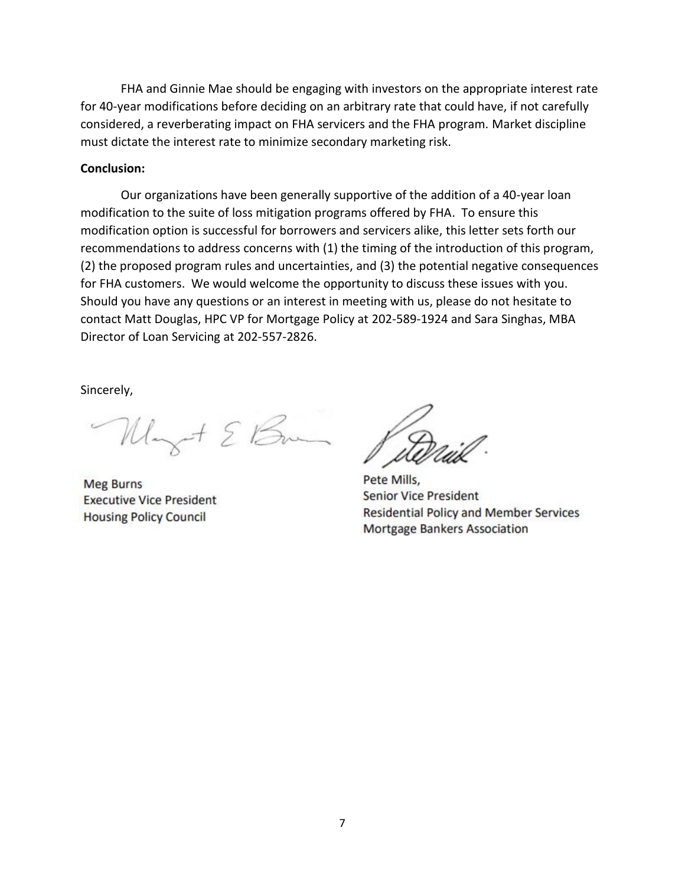FHA and Ginnie Mae should be engaging with investors on the appropriate interest rate for 40-year modifications before deciding on an arbitrary rate that could have, if not carefully considered, a reverberating impact on FHA servicers and the FHA program. Market discipline must dictate the interest rate to minimize secondary marketing risk.

**Conclusion:**

Our organizations have been generally supportive of the addition of a 40-year loan modification to the suite of loss mitigation programs offered by FHA. To ensure this modification option is successful for borrowers and servicers alike, this letter sets forth our recommendations to address concerns with (1) the timing of the introduction of this program, (2) the proposed program rules and uncertainties, and (3) the potential negative consequences for FHA customers. We would welcome the opportunity to discuss these issues with you. Should you have any questions or an interest in meeting with us, please do not hesitate to contact Matt Douglas, HPC VP for Mortgage Policy at 202-589-1924 and Sara Singhas, MBA Director of Loan Servicing at 202-557-2826.

Sincerely,

Meg Burns
Executive Vice President
Housing Policy Council

Pete Mills,
Senior Vice President
Residential Policy and Member Services
Mortgage Bankers Association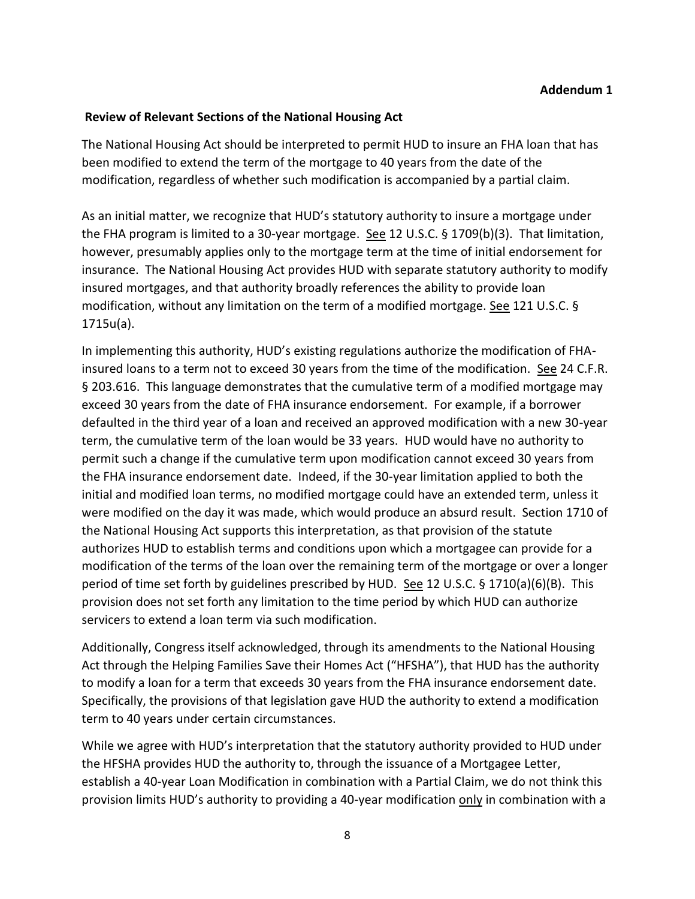**Addendum 1**

**Review of Relevant Sections of the National Housing Act**

The National Housing Act should be interpreted to permit HUD to insure an FHA loan that has been modified to extend the term of the mortgage to 40 years from the date of the modification, regardless of whether such modification is accompanied by a partial claim.

As an initial matter, we recognize that HUD's statutory authority to insure a mortgage under the FHA program is limited to a 30-year mortgage. See 12 U.S.C. § 1709(b)(3). That limitation, however, presumably applies only to the mortgage term at the time of initial endorsement for insurance. The National Housing Act provides HUD with separate statutory authority to modify insured mortgages, and that authority broadly references the ability to provide loan modification, without any limitation on the term of a modified mortgage. See 121 U.S.C. § 1715u(a).

In implementing this authority, HUD's existing regulations authorize the modification of FHA-insured loans to a term not to exceed 30 years from the time of the modification. See 24 C.F.R. § 203.616. This language demonstrates that the cumulative term of a modified mortgage may exceed 30 years from the date of FHA insurance endorsement. For example, if a borrower defaulted in the third year of a loan and received an approved modification with a new 30-year term, the cumulative term of the loan would be 33 years. HUD would have no authority to permit such a change if the cumulative term upon modification cannot exceed 30 years from the FHA insurance endorsement date. Indeed, if the 30-year limitation applied to both the initial and modified loan terms, no modified mortgage could have an extended term, unless it were modified on the day it was made, which would produce an absurd result. Section 1710 of the National Housing Act supports this interpretation, as that provision of the statute authorizes HUD to establish terms and conditions upon which a mortgagee can provide for a modification of the terms of the loan over the remaining term of the mortgage or over a longer period of time set forth by guidelines prescribed by HUD. See 12 U.S.C. § 1710(a)(6)(B). This provision does not set forth any limitation to the time period by which HUD can authorize servicers to extend a loan term via such modification.

Additionally, Congress itself acknowledged, through its amendments to the National Housing Act through the Helping Families Save their Homes Act ("HFSHA"), that HUD has the authority to modify a loan for a term that exceeds 30 years from the FHA insurance endorsement date. Specifically, the provisions of that legislation gave HUD the authority to extend a modification term to 40 years under certain circumstances.

While we agree with HUD's interpretation that the statutory authority provided to HUD under the HFSHA provides HUD the authority to, through the issuance of a Mortgagee Letter, establish a 40-year Loan Modification in combination with a Partial Claim, we do not think this provision limits HUD's authority to providing a 40-year modification only in combination with a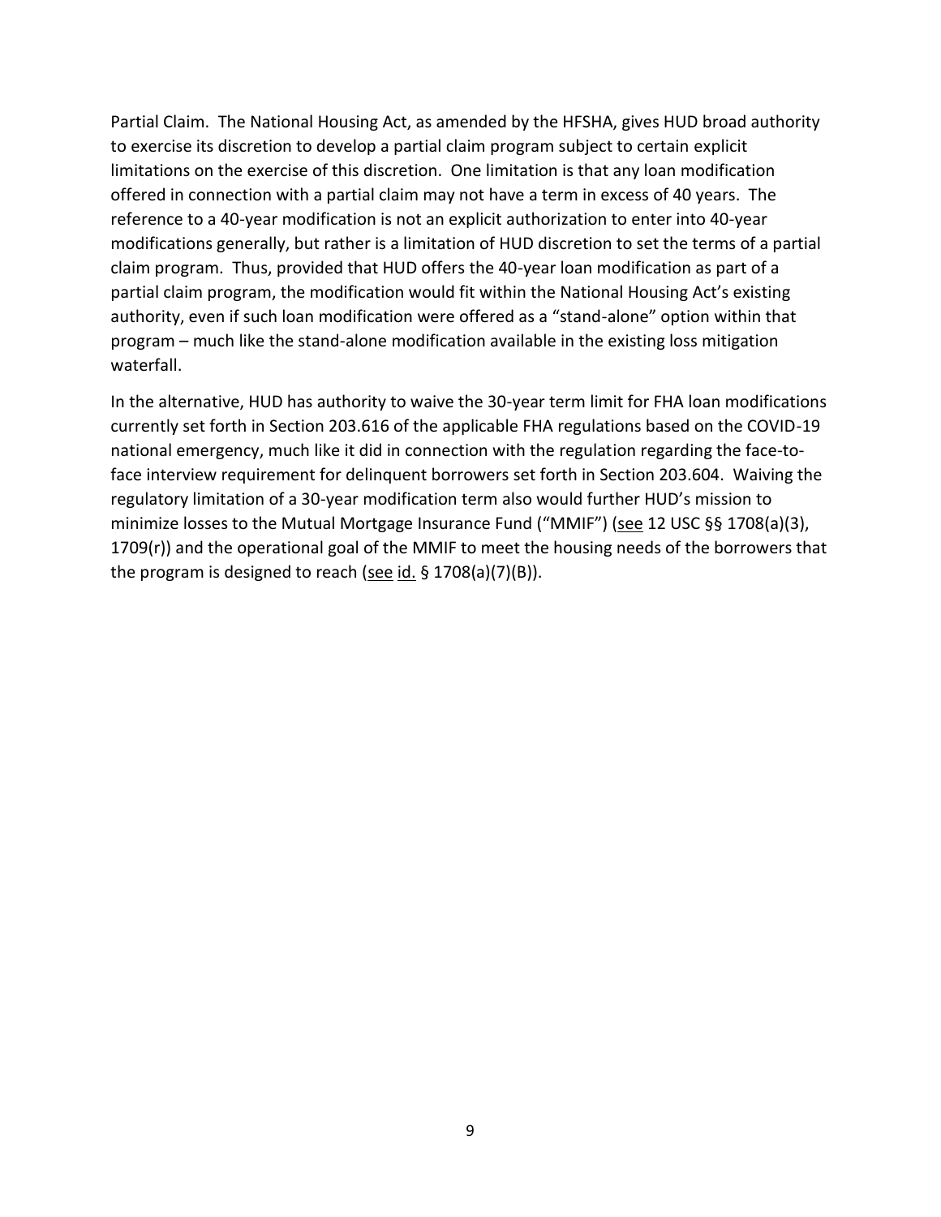Partial Claim. The National Housing Act, as amended by the HFSHA, gives HUD broad authority to exercise its discretion to develop a partial claim program subject to certain explicit limitations on the exercise of this discretion. One limitation is that any loan modification offered in connection with a partial claim may not have a term in excess of 40 years. The reference to a 40-year modification is not an explicit authorization to enter into 40-year modifications generally, but rather is a limitation of HUD discretion to set the terms of a partial claim program. Thus, provided that HUD offers the 40-year loan modification as part of a partial claim program, the modification would fit within the National Housing Act's existing authority, even if such loan modification were offered as a "stand-alone" option within that program – much like the stand-alone modification available in the existing loss mitigation waterfall.

In the alternative, HUD has authority to waive the 30-year term limit for FHA loan modifications currently set forth in Section 203.616 of the applicable FHA regulations based on the COVID-19 national emergency, much like it did in connection with the regulation regarding the face-to-face interview requirement for delinquent borrowers set forth in Section 203.604. Waiving the regulatory limitation of a 30-year modification term also would further HUD's mission to minimize losses to the Mutual Mortgage Insurance Fund ("MMIF") (see 12 USC §§ 1708(a)(3), 1709(r)) and the operational goal of the MMIF to meet the housing needs of the borrowers that the program is designed to reach (see id. § 1708(a)(7)(B)).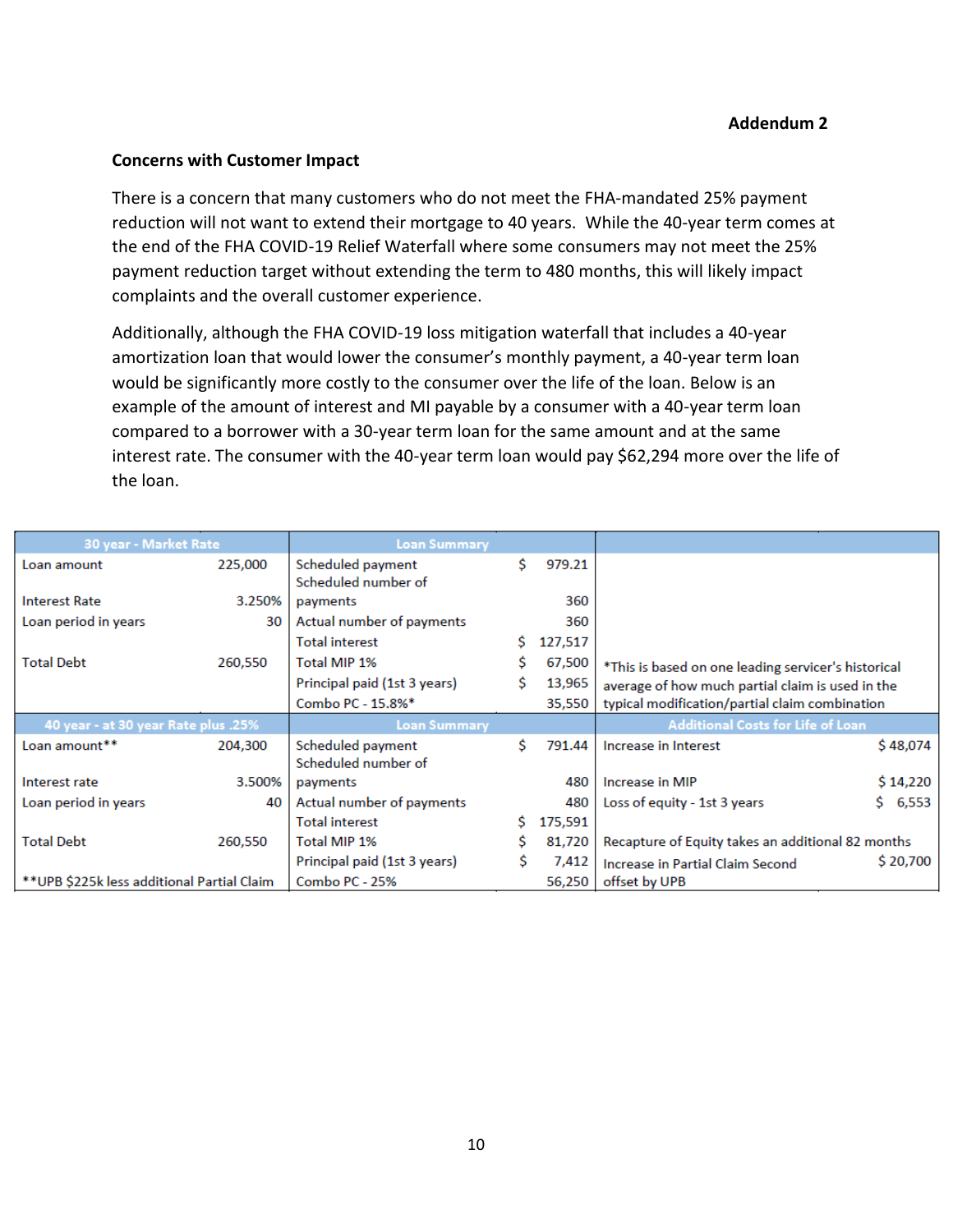**Addendum 2**

**Concerns with Customer Impact**

There is a concern that many customers who do not meet the FHA-mandated 25% payment reduction will not want to extend their mortgage to 40 years. While the 40-year term comes at the end of the FHA COVID-19 Relief Waterfall where some consumers may not meet the 25% payment reduction target without extending the term to 480 months, this will likely impact complaints and the overall customer experience.

Additionally, although the FHA COVID-19 loss mitigation waterfall that includes a 40-year amortization loan that would lower the consumer's monthly payment, a 40-year term loan would be significantly more costly to the consumer over the life of the loan. Below is an example of the amount of interest and MI payable by a consumer with a 40-year term loan compared to a borrower with a 30-year term loan for the same amount and at the same interest rate. The consumer with the 40-year term loan would pay $62,294 more over the life of the loan.

| 30 year - Market Rate | | Loan Summary | | | |
|---|---|---|---|---|---|
| Loan amount | 225,000 | Scheduled payment | $ 979.21 | | |
| Interest Rate | 3.250% | Scheduled number of payments | 360 | | |
| Loan period in years | 30 | Actual number of payments | 360 | | |
| | | Total interest | $ 127,517 | | |
| Total Debt | 260,550 | Total MIP 1% | $ 67,500 | *This is based on one leading servicer's historical average of how much partial claim is used in the typical modification/partial claim combination | |
| | | Principal paid (1st 3 years) | $ 13,965 | | |
| | | Combo PC - 15.8%* | 35,550 | | |
| **40 year - at 30 year Rate plus .25%** | | **Loan Summary** | | **Additional Costs for Life of Loan** | |
| Loan amount** | 204,300 | Scheduled payment | $ 791.44 | Increase in Interest | $ 48,074 |
| Interest rate | 3.500% | Scheduled number of payments | 480 | Increase in MIP | $ 14,220 |
| Loan period in years | 40 | Actual number of payments | 480 | Loss of equity - 1st 3 years | $ 6,553 |
| | | Total interest | $ 175,591 | | |
| Total Debt | 260,550 | Total MIP 1% | $ 81,720 | Recapture of Equity takes an additional 82 months | |
| | | Principal paid (1st 3 years) | $ 7,412 | Increase in Partial Claim Second offset by UPB | $ 20,700 |
| **UPB $225k less additional Partial Claim | | Combo PC - 25% | 56,250 | | |